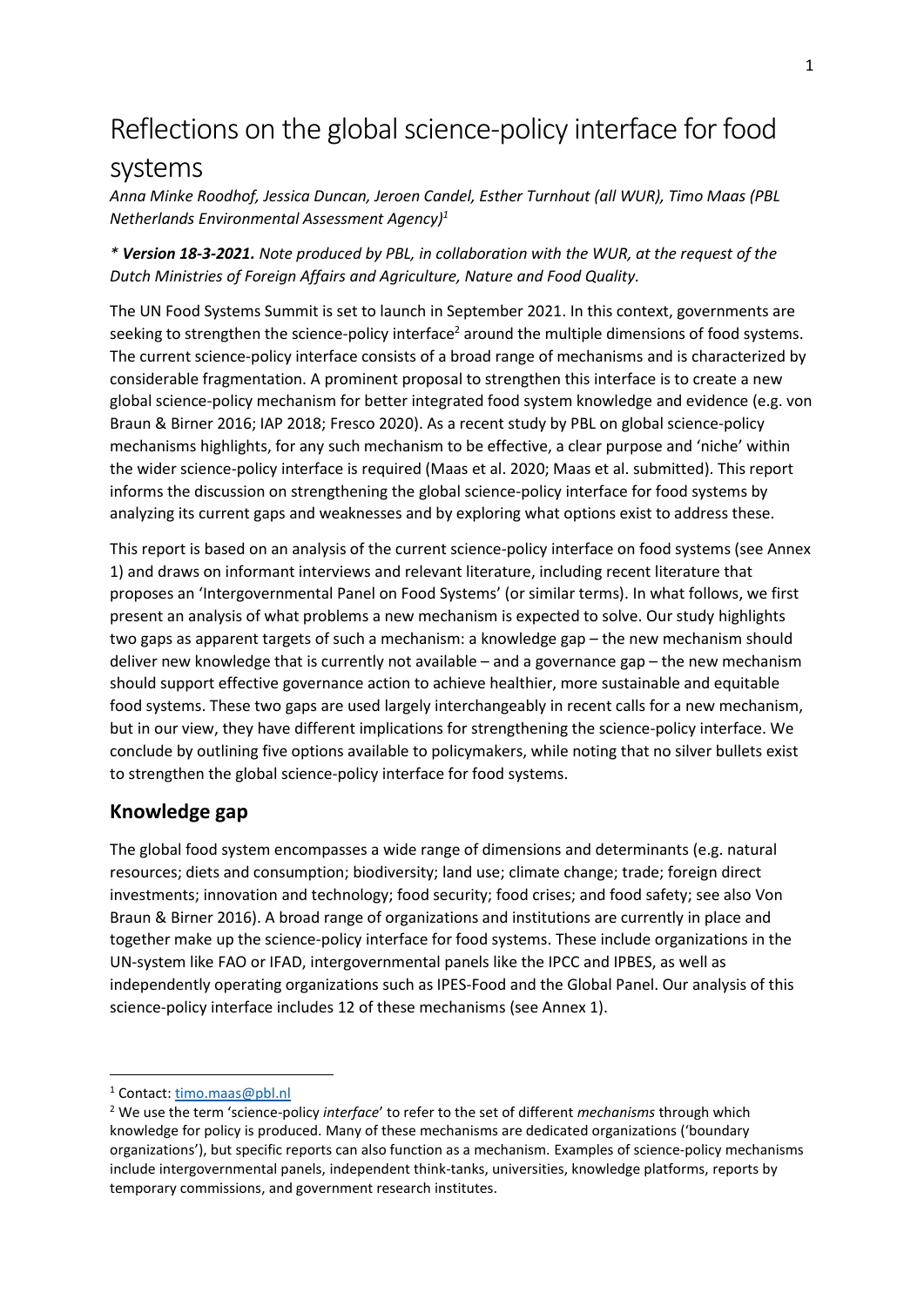# Reflections on the global science-policy interface for food systems

*Anna Minke Roodhof, Jessica Duncan, Jeroen Candel, Esther Turnhout (all WUR), Timo Maas (PBL Netherlands Environmental Assessment Agency)*[1]

*\* **Version 18-3-2021.** Note produced by PBL, in collaboration with the WUR, at the request of the Dutch Ministries of Foreign Affairs and Agriculture, Nature and Food Quality.*

The UN Food Systems Summit is set to launch in September 2021. In this context, governments are seeking to strengthen the science-policy interface[2] around the multiple dimensions of food systems. The current science-policy interface consists of a broad range of mechanisms and is characterized by considerable fragmentation. A prominent proposal to strengthen this interface is to create a new global science-policy mechanism for better integrated food system knowledge and evidence (e.g. von Braun & Birner 2016; IAP 2018; Fresco 2020). As a recent study by PBL on global science-policy mechanisms highlights, for any such mechanism to be effective, a clear purpose and 'niche' within the wider science-policy interface is required (Maas et al. 2020; Maas et al. submitted). This report informs the discussion on strengthening the global science-policy interface for food systems by analyzing its current gaps and weaknesses and by exploring what options exist to address these.

This report is based on an analysis of the current science-policy interface on food systems (see Annex 1) and draws on informant interviews and relevant literature, including recent literature that proposes an 'Intergovernmental Panel on Food Systems' (or similar terms). In what follows, we first present an analysis of what problems a new mechanism is expected to solve. Our study highlights two gaps as apparent targets of such a mechanism: a knowledge gap – the new mechanism should deliver new knowledge that is currently not available – and a governance gap – the new mechanism should support effective governance action to achieve healthier, more sustainable and equitable food systems. These two gaps are used largely interchangeably in recent calls for a new mechanism, but in our view, they have different implications for strengthening the science-policy interface. We conclude by outlining five options available to policymakers, while noting that no silver bullets exist to strengthen the global science-policy interface for food systems.

## Knowledge gap

The global food system encompasses a wide range of dimensions and determinants (e.g. natural resources; diets and consumption; biodiversity; land use; climate change; trade; foreign direct investments; innovation and technology; food security; food crises; and food safety; see also Von Braun & Birner 2016). A broad range of organizations and institutions are currently in place and together make up the science-policy interface for food systems. These include organizations in the UN-system like FAO or IFAD, intergovernmental panels like the IPCC and IPBES, as well as independently operating organizations such as IPES-Food and the Global Panel. Our analysis of this science-policy interface includes 12 of these mechanisms (see Annex 1).

---

[1] Contact: timo.maas@pbl.nl

[2] We use the term 'science-policy *interface*' to refer to the set of different *mechanisms* through which knowledge for policy is produced. Many of these mechanisms are dedicated organizations ('boundary organizations'), but specific reports can also function as a mechanism. Examples of science-policy mechanisms include intergovernmental panels, independent think-tanks, universities, knowledge platforms, reports by temporary commissions, and government research institutes.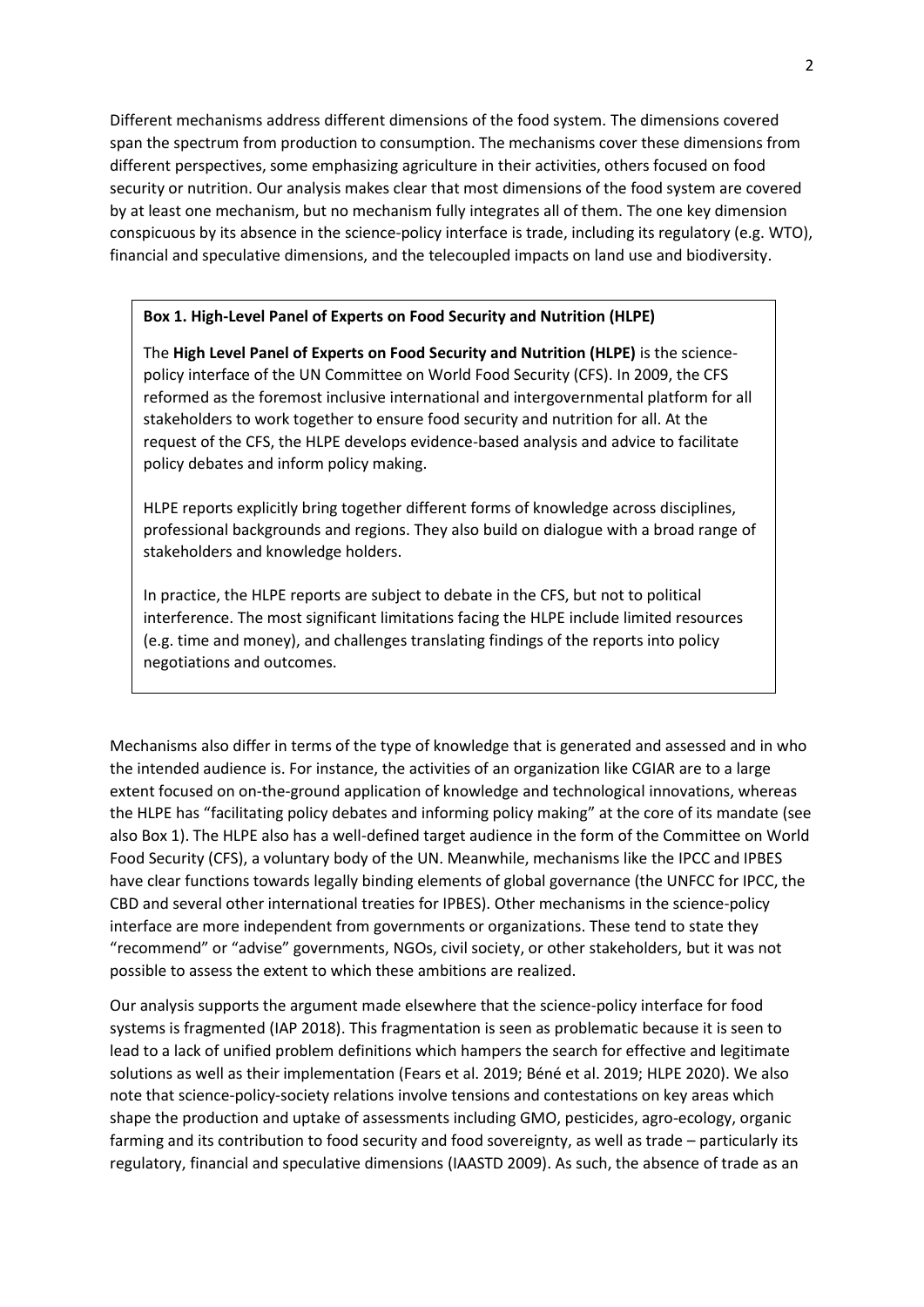Different mechanisms address different dimensions of the food system. The dimensions covered span the spectrum from production to consumption. The mechanisms cover these dimensions from different perspectives, some emphasizing agriculture in their activities, others focused on food security or nutrition. Our analysis makes clear that most dimensions of the food system are covered by at least one mechanism, but no mechanism fully integrates all of them. The one key dimension conspicuous by its absence in the science-policy interface is trade, including its regulatory (e.g. WTO), financial and speculative dimensions, and the telecoupled impacts on land use and biodiversity.

> **Box 1. High-Level Panel of Experts on Food Security and Nutrition (HLPE)**
>
> The **High Level Panel of Experts on Food Security and Nutrition (HLPE)** is the science-policy interface of the UN Committee on World Food Security (CFS). In 2009, the CFS reformed as the foremost inclusive international and intergovernmental platform for all stakeholders to work together to ensure food security and nutrition for all. At the request of the CFS, the HLPE develops evidence-based analysis and advice to facilitate policy debates and inform policy making.
>
> HLPE reports explicitly bring together different forms of knowledge across disciplines, professional backgrounds and regions. They also build on dialogue with a broad range of stakeholders and knowledge holders.
>
> In practice, the HLPE reports are subject to debate in the CFS, but not to political interference. The most significant limitations facing the HLPE include limited resources (e.g. time and money), and challenges translating findings of the reports into policy negotiations and outcomes.

Mechanisms also differ in terms of the type of knowledge that is generated and assessed and in who the intended audience is. For instance, the activities of an organization like CGIAR are to a large extent focused on on-the-ground application of knowledge and technological innovations, whereas the HLPE has "facilitating policy debates and informing policy making" at the core of its mandate (see also Box 1). The HLPE also has a well-defined target audience in the form of the Committee on World Food Security (CFS), a voluntary body of the UN. Meanwhile, mechanisms like the IPCC and IPBES have clear functions towards legally binding elements of global governance (the UNFCC for IPCC, the CBD and several other international treaties for IPBES). Other mechanisms in the science-policy interface are more independent from governments or organizations. These tend to state they "recommend" or "advise" governments, NGOs, civil society, or other stakeholders, but it was not possible to assess the extent to which these ambitions are realized.

Our analysis supports the argument made elsewhere that the science-policy interface for food systems is fragmented (IAP 2018). This fragmentation is seen as problematic because it is seen to lead to a lack of unified problem definitions which hampers the search for effective and legitimate solutions as well as their implementation (Fears et al. 2019; Béné et al. 2019; HLPE 2020). We also note that science-policy-society relations involve tensions and contestations on key areas which shape the production and uptake of assessments including GMO, pesticides, agro-ecology, organic farming and its contribution to food security and food sovereignty, as well as trade – particularly its regulatory, financial and speculative dimensions (IAASTD 2009). As such, the absence of trade as an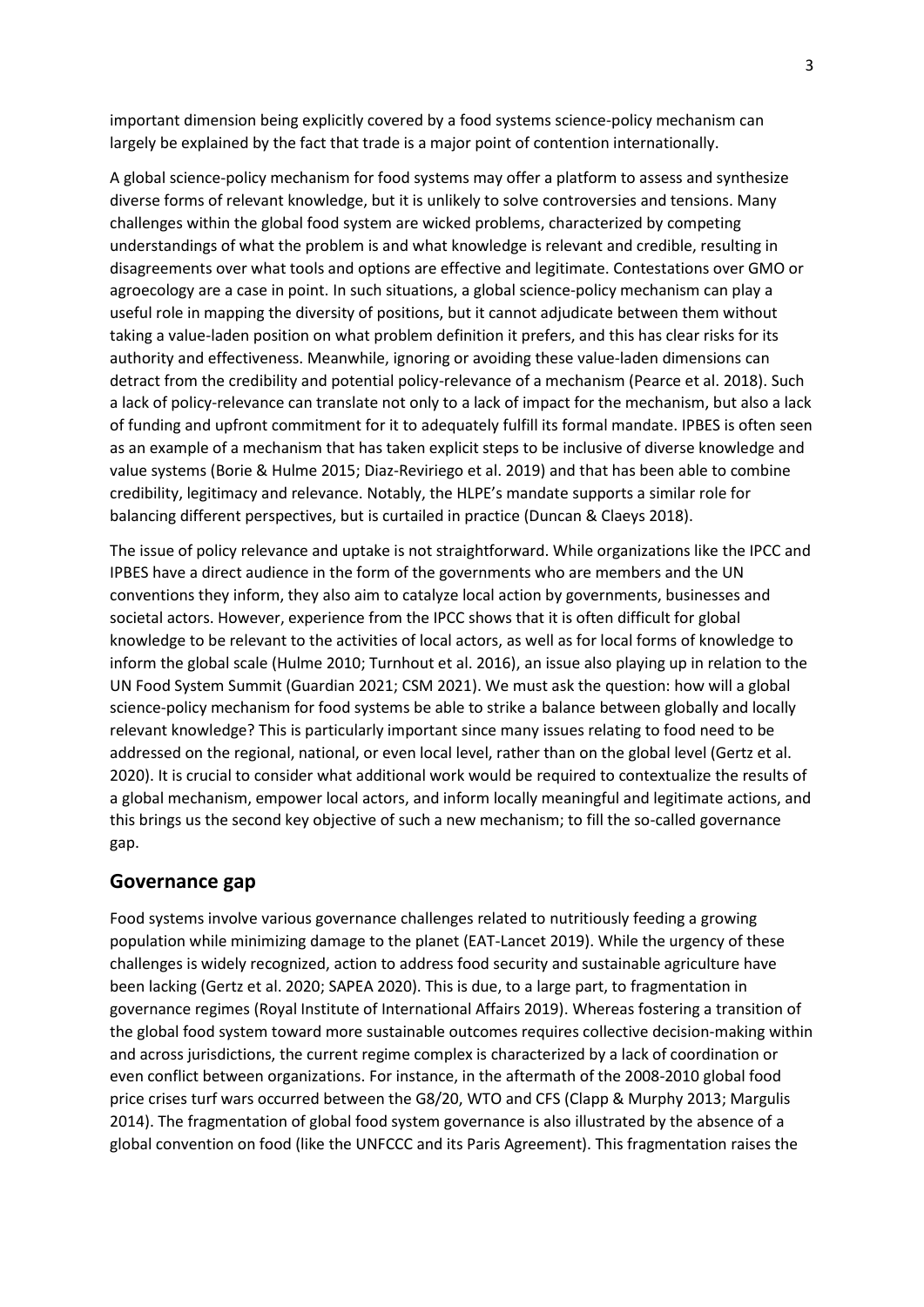important dimension being explicitly covered by a food systems science-policy mechanism can largely be explained by the fact that trade is a major point of contention internationally.

A global science-policy mechanism for food systems may offer a platform to assess and synthesize diverse forms of relevant knowledge, but it is unlikely to solve controversies and tensions. Many challenges within the global food system are wicked problems, characterized by competing understandings of what the problem is and what knowledge is relevant and credible, resulting in disagreements over what tools and options are effective and legitimate. Contestations over GMO or agroecology are a case in point. In such situations, a global science-policy mechanism can play a useful role in mapping the diversity of positions, but it cannot adjudicate between them without taking a value-laden position on what problem definition it prefers, and this has clear risks for its authority and effectiveness. Meanwhile, ignoring or avoiding these value-laden dimensions can detract from the credibility and potential policy-relevance of a mechanism (Pearce et al. 2018). Such a lack of policy-relevance can translate not only to a lack of impact for the mechanism, but also a lack of funding and upfront commitment for it to adequately fulfill its formal mandate. IPBES is often seen as an example of a mechanism that has taken explicit steps to be inclusive of diverse knowledge and value systems (Borie & Hulme 2015; Diaz-Reviriego et al. 2019) and that has been able to combine credibility, legitimacy and relevance. Notably, the HLPE's mandate supports a similar role for balancing different perspectives, but is curtailed in practice (Duncan & Claeys 2018).

The issue of policy relevance and uptake is not straightforward. While organizations like the IPCC and IPBES have a direct audience in the form of the governments who are members and the UN conventions they inform, they also aim to catalyze local action by governments, businesses and societal actors. However, experience from the IPCC shows that it is often difficult for global knowledge to be relevant to the activities of local actors, as well as for local forms of knowledge to inform the global scale (Hulme 2010; Turnhout et al. 2016), an issue also playing up in relation to the UN Food System Summit (Guardian 2021; CSM 2021). We must ask the question: how will a global science-policy mechanism for food systems be able to strike a balance between globally and locally relevant knowledge? This is particularly important since many issues relating to food need to be addressed on the regional, national, or even local level, rather than on the global level (Gertz et al. 2020). It is crucial to consider what additional work would be required to contextualize the results of a global mechanism, empower local actors, and inform locally meaningful and legitimate actions, and this brings us the second key objective of such a new mechanism; to fill the so-called governance gap.

## Governance gap

Food systems involve various governance challenges related to nutritiously feeding a growing population while minimizing damage to the planet (EAT-Lancet 2019). While the urgency of these challenges is widely recognized, action to address food security and sustainable agriculture have been lacking (Gertz et al. 2020; SAPEA 2020). This is due, to a large part, to fragmentation in governance regimes (Royal Institute of International Affairs 2019). Whereas fostering a transition of the global food system toward more sustainable outcomes requires collective decision-making within and across jurisdictions, the current regime complex is characterized by a lack of coordination or even conflict between organizations. For instance, in the aftermath of the 2008-2010 global food price crises turf wars occurred between the G8/20, WTO and CFS (Clapp & Murphy 2013; Margulis 2014). The fragmentation of global food system governance is also illustrated by the absence of a global convention on food (like the UNFCCC and its Paris Agreement). This fragmentation raises the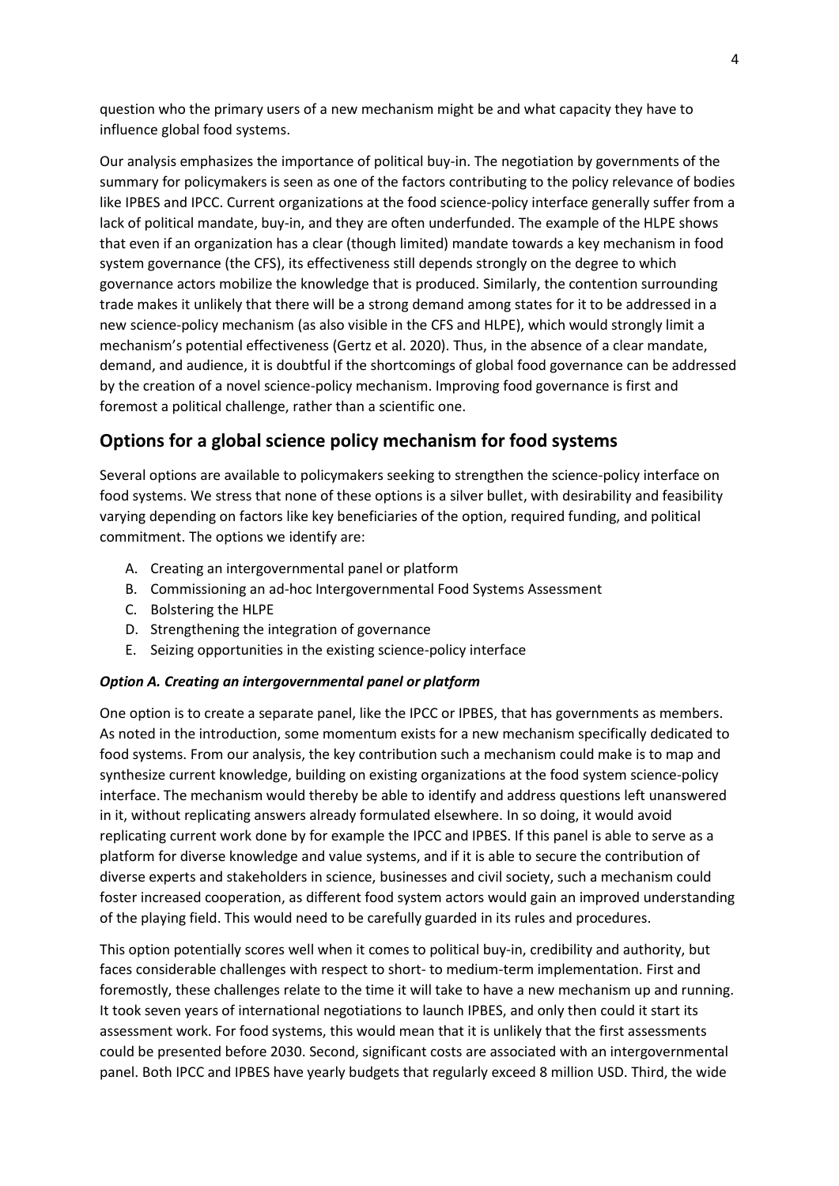question who the primary users of a new mechanism might be and what capacity they have to influence global food systems.

Our analysis emphasizes the importance of political buy-in. The negotiation by governments of the summary for policymakers is seen as one of the factors contributing to the policy relevance of bodies like IPBES and IPCC. Current organizations at the food science-policy interface generally suffer from a lack of political mandate, buy-in, and they are often underfunded. The example of the HLPE shows that even if an organization has a clear (though limited) mandate towards a key mechanism in food system governance (the CFS), its effectiveness still depends strongly on the degree to which governance actors mobilize the knowledge that is produced. Similarly, the contention surrounding trade makes it unlikely that there will be a strong demand among states for it to be addressed in a new science-policy mechanism (as also visible in the CFS and HLPE), which would strongly limit a mechanism's potential effectiveness (Gertz et al. 2020). Thus, in the absence of a clear mandate, demand, and audience, it is doubtful if the shortcomings of global food governance can be addressed by the creation of a novel science-policy mechanism. Improving food governance is first and foremost a political challenge, rather than a scientific one.

## Options for a global science policy mechanism for food systems

Several options are available to policymakers seeking to strengthen the science-policy interface on food systems. We stress that none of these options is a silver bullet, with desirability and feasibility varying depending on factors like key beneficiaries of the option, required funding, and political commitment. The options we identify are:

A. Creating an intergovernmental panel or platform
B. Commissioning an ad-hoc Intergovernmental Food Systems Assessment
C. Bolstering the HLPE
D. Strengthening the integration of governance
E. Seizing opportunities in the existing science-policy interface

### *Option A. Creating an intergovernmental panel or platform*

One option is to create a separate panel, like the IPCC or IPBES, that has governments as members. As noted in the introduction, some momentum exists for a new mechanism specifically dedicated to food systems. From our analysis, the key contribution such a mechanism could make is to map and synthesize current knowledge, building on existing organizations at the food system science-policy interface. The mechanism would thereby be able to identify and address questions left unanswered in it, without replicating answers already formulated elsewhere. In so doing, it would avoid replicating current work done by for example the IPCC and IPBES. If this panel is able to serve as a platform for diverse knowledge and value systems, and if it is able to secure the contribution of diverse experts and stakeholders in science, businesses and civil society, such a mechanism could foster increased cooperation, as different food system actors would gain an improved understanding of the playing field. This would need to be carefully guarded in its rules and procedures.

This option potentially scores well when it comes to political buy-in, credibility and authority, but faces considerable challenges with respect to short- to medium-term implementation. First and foremostly, these challenges relate to the time it will take to have a new mechanism up and running. It took seven years of international negotiations to launch IPBES, and only then could it start its assessment work. For food systems, this would mean that it is unlikely that the first assessments could be presented before 2030. Second, significant costs are associated with an intergovernmental panel. Both IPCC and IPBES have yearly budgets that regularly exceed 8 million USD. Third, the wide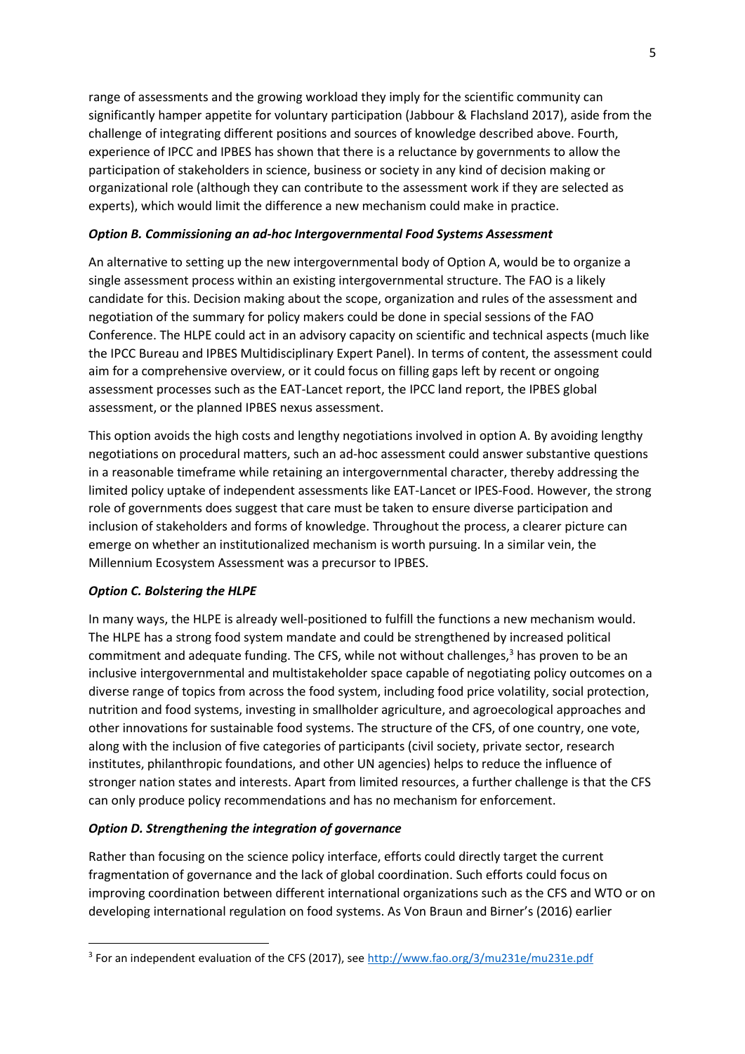range of assessments and the growing workload they imply for the scientific community can significantly hamper appetite for voluntary participation (Jabbour & Flachsland 2017), aside from the challenge of integrating different positions and sources of knowledge described above. Fourth, experience of IPCC and IPBES has shown that there is a reluctance by governments to allow the participation of stakeholders in science, business or society in any kind of decision making or organizational role (although they can contribute to the assessment work if they are selected as experts), which would limit the difference a new mechanism could make in practice.

***Option B. Commissioning an ad-hoc Intergovernmental Food Systems Assessment***

An alternative to setting up the new intergovernmental body of Option A, would be to organize a single assessment process within an existing intergovernmental structure. The FAO is a likely candidate for this. Decision making about the scope, organization and rules of the assessment and negotiation of the summary for policy makers could be done in special sessions of the FAO Conference. The HLPE could act in an advisory capacity on scientific and technical aspects (much like the IPCC Bureau and IPBES Multidisciplinary Expert Panel). In terms of content, the assessment could aim for a comprehensive overview, or it could focus on filling gaps left by recent or ongoing assessment processes such as the EAT-Lancet report, the IPCC land report, the IPBES global assessment, or the planned IPBES nexus assessment.

This option avoids the high costs and lengthy negotiations involved in option A. By avoiding lengthy negotiations on procedural matters, such an ad-hoc assessment could answer substantive questions in a reasonable timeframe while retaining an intergovernmental character, thereby addressing the limited policy uptake of independent assessments like EAT-Lancet or IPES-Food. However, the strong role of governments does suggest that care must be taken to ensure diverse participation and inclusion of stakeholders and forms of knowledge. Throughout the process, a clearer picture can emerge on whether an institutionalized mechanism is worth pursuing. In a similar vein, the Millennium Ecosystem Assessment was a precursor to IPBES.

***Option C. Bolstering the HLPE***

In many ways, the HLPE is already well-positioned to fulfill the functions a new mechanism would. The HLPE has a strong food system mandate and could be strengthened by increased political commitment and adequate funding. The CFS, while not without challenges,[3] has proven to be an inclusive intergovernmental and multistakeholder space capable of negotiating policy outcomes on a diverse range of topics from across the food system, including food price volatility, social protection, nutrition and food systems, investing in smallholder agriculture, and agroecological approaches and other innovations for sustainable food systems. The structure of the CFS, of one country, one vote, along with the inclusion of five categories of participants (civil society, private sector, research institutes, philanthropic foundations, and other UN agencies) helps to reduce the influence of stronger nation states and interests. Apart from limited resources, a further challenge is that the CFS can only produce policy recommendations and has no mechanism for enforcement.

***Option D. Strengthening the integration of governance***

Rather than focusing on the science policy interface, efforts could directly target the current fragmentation of governance and the lack of global coordination. Such efforts could focus on improving coordination between different international organizations such as the CFS and WTO or on developing international regulation on food systems. As Von Braun and Birner's (2016) earlier

[3] For an independent evaluation of the CFS (2017), see http://www.fao.org/3/mu231e/mu231e.pdf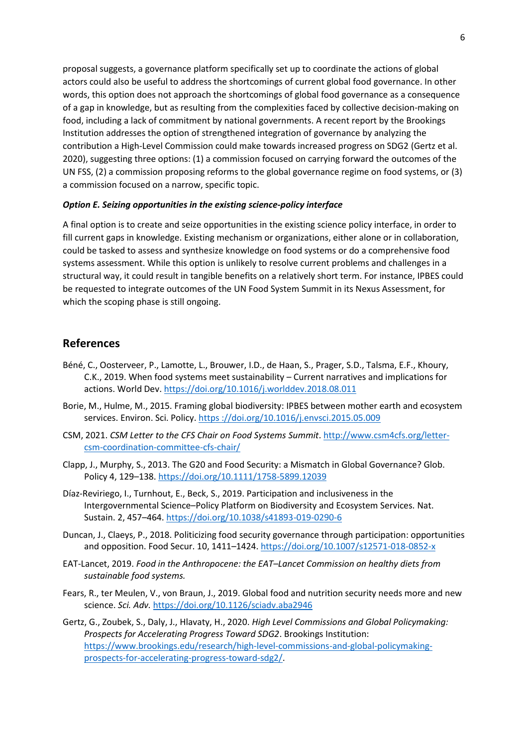proposal suggests, a governance platform specifically set up to coordinate the actions of global actors could also be useful to address the shortcomings of current global food governance. In other words, this option does not approach the shortcomings of global food governance as a consequence of a gap in knowledge, but as resulting from the complexities faced by collective decision-making on food, including a lack of commitment by national governments. A recent report by the Brookings Institution addresses the option of strengthened integration of governance by analyzing the contribution a High-Level Commission could make towards increased progress on SDG2 (Gertz et al. 2020), suggesting three options: (1) a commission focused on carrying forward the outcomes of the UN FSS, (2) a commission proposing reforms to the global governance regime on food systems, or (3) a commission focused on a narrow, specific topic.

***Option E. Seizing opportunities in the existing science-policy interface***

A final option is to create and seize opportunities in the existing science policy interface, in order to fill current gaps in knowledge. Existing mechanism or organizations, either alone or in collaboration, could be tasked to assess and synthesize knowledge on food systems or do a comprehensive food systems assessment. While this option is unlikely to resolve current problems and challenges in a structural way, it could result in tangible benefits on a relatively short term. For instance, IPBES could be requested to integrate outcomes of the UN Food System Summit in its Nexus Assessment, for which the scoping phase is still ongoing.

## References

Béné, C., Oosterveer, P., Lamotte, L., Brouwer, I.D., de Haan, S., Prager, S.D., Talsma, E.F., Khoury, C.K., 2019. When food systems meet sustainability – Current narratives and implications for actions. World Dev. https://doi.org/10.1016/j.worlddev.2018.08.011

Borie, M., Hulme, M., 2015. Framing global biodiversity: IPBES between mother earth and ecosystem services. Environ. Sci. Policy. https ://doi.org/10.1016/j.envsci.2015.05.009

CSM, 2021. *CSM Letter to the CFS Chair on Food Systems Summit*. http://www.csm4cfs.org/letter-csm-coordination-committee-cfs-chair/

Clapp, J., Murphy, S., 2013. The G20 and Food Security: a Mismatch in Global Governance? Glob. Policy 4, 129–138. https://doi.org/10.1111/1758-5899.12039

Díaz-Reviriego, I., Turnhout, E., Beck, S., 2019. Participation and inclusiveness in the Intergovernmental Science–Policy Platform on Biodiversity and Ecosystem Services. Nat. Sustain. 2, 457–464. https://doi.org/10.1038/s41893-019-0290-6

Duncan, J., Claeys, P., 2018. Politicizing food security governance through participation: opportunities and opposition. Food Secur. 10, 1411–1424. https://doi.org/10.1007/s12571-018-0852-x

EAT-Lancet, 2019. *Food in the Anthropocene: the EAT–Lancet Commission on healthy diets from sustainable food systems.*

Fears, R., ter Meulen, V., von Braun, J., 2019. Global food and nutrition security needs more and new science. *Sci. Adv.* https://doi.org/10.1126/sciadv.aba2946

Gertz, G., Zoubek, S., Daly, J., Hlavaty, H., 2020. *High Level Commissions and Global Policymaking: Prospects for Accelerating Progress Toward SDG2*. Brookings Institution: https://www.brookings.edu/research/high-level-commissions-and-global-policymaking-prospects-for-accelerating-progress-toward-sdg2/.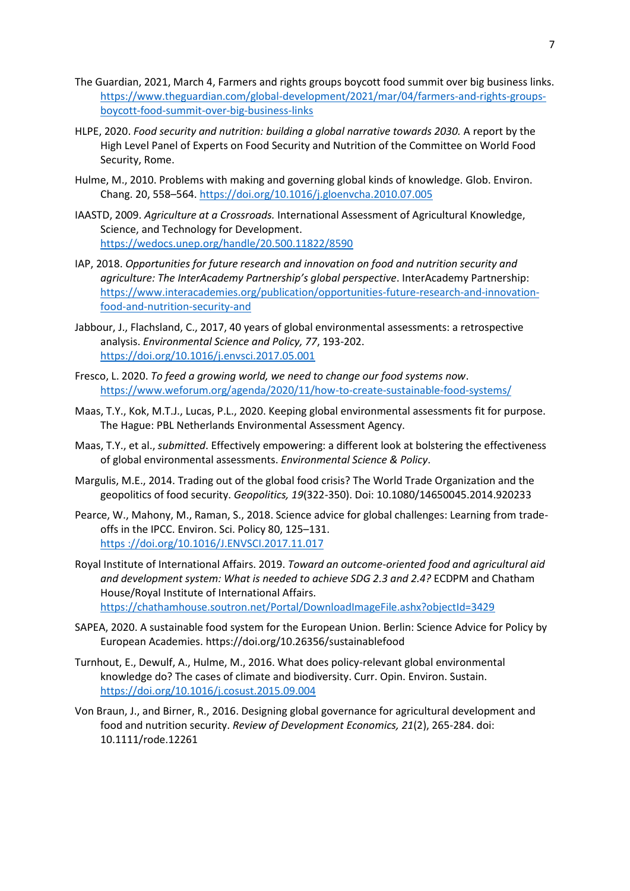The Guardian, 2021, March 4, Farmers and rights groups boycott food summit over big business links. https://www.theguardian.com/global-development/2021/mar/04/farmers-and-rights-groups-boycott-food-summit-over-big-business-links

HLPE, 2020. *Food security and nutrition: building a global narrative towards 2030.* A report by the High Level Panel of Experts on Food Security and Nutrition of the Committee on World Food Security, Rome.

Hulme, M., 2010. Problems with making and governing global kinds of knowledge. Glob. Environ. Chang. 20, 558–564. https://doi.org/10.1016/j.gloenvcha.2010.07.005

IAASTD, 2009. *Agriculture at a Crossroads.* International Assessment of Agricultural Knowledge, Science, and Technology for Development. https://wedocs.unep.org/handle/20.500.11822/8590

IAP, 2018. *Opportunities for future research and innovation on food and nutrition security and agriculture: The InterAcademy Partnership's global perspective*. InterAcademy Partnership: https://www.interacademies.org/publication/opportunities-future-research-and-innovation-food-and-nutrition-security-and

Jabbour, J., Flachsland, C., 2017, 40 years of global environmental assessments: a retrospective analysis. *Environmental Science and Policy, 77*, 193-202. https://doi.org/10.1016/j.envsci.2017.05.001

Fresco, L. 2020. *To feed a growing world, we need to change our food systems now*. https://www.weforum.org/agenda/2020/11/how-to-create-sustainable-food-systems/

Maas, T.Y., Kok, M.T.J., Lucas, P.L., 2020. Keeping global environmental assessments fit for purpose. The Hague: PBL Netherlands Environmental Assessment Agency.

Maas, T.Y., et al., *submitted*. Effectively empowering: a different look at bolstering the effectiveness of global environmental assessments. *Environmental Science & Policy*.

Margulis, M.E., 2014. Trading out of the global food crisis? The World Trade Organization and the geopolitics of food security. *Geopolitics, 19*(322-350). Doi: 10.1080/14650045.2014.920233

Pearce, W., Mahony, M., Raman, S., 2018. Science advice for global challenges: Learning from trade-offs in the IPCC. Environ. Sci. Policy 80, 125–131. https ://doi.org/10.1016/J.ENVSCI.2017.11.017

Royal Institute of International Affairs. 2019. *Toward an outcome-oriented food and agricultural aid and development system: What is needed to achieve SDG 2.3 and 2.4?* ECDPM and Chatham House/Royal Institute of International Affairs. https://chathamhouse.soutron.net/Portal/DownloadImageFile.ashx?objectId=3429

SAPEA, 2020. A sustainable food system for the European Union. Berlin: Science Advice for Policy by European Academies. https://doi.org/10.26356/sustainablefood

Turnhout, E., Dewulf, A., Hulme, M., 2016. What does policy-relevant global environmental knowledge do? The cases of climate and biodiversity. Curr. Opin. Environ. Sustain. https://doi.org/10.1016/j.cosust.2015.09.004

Von Braun, J., and Birner, R., 2016. Designing global governance for agricultural development and food and nutrition security. *Review of Development Economics, 21*(2), 265-284. doi: 10.1111/rode.12261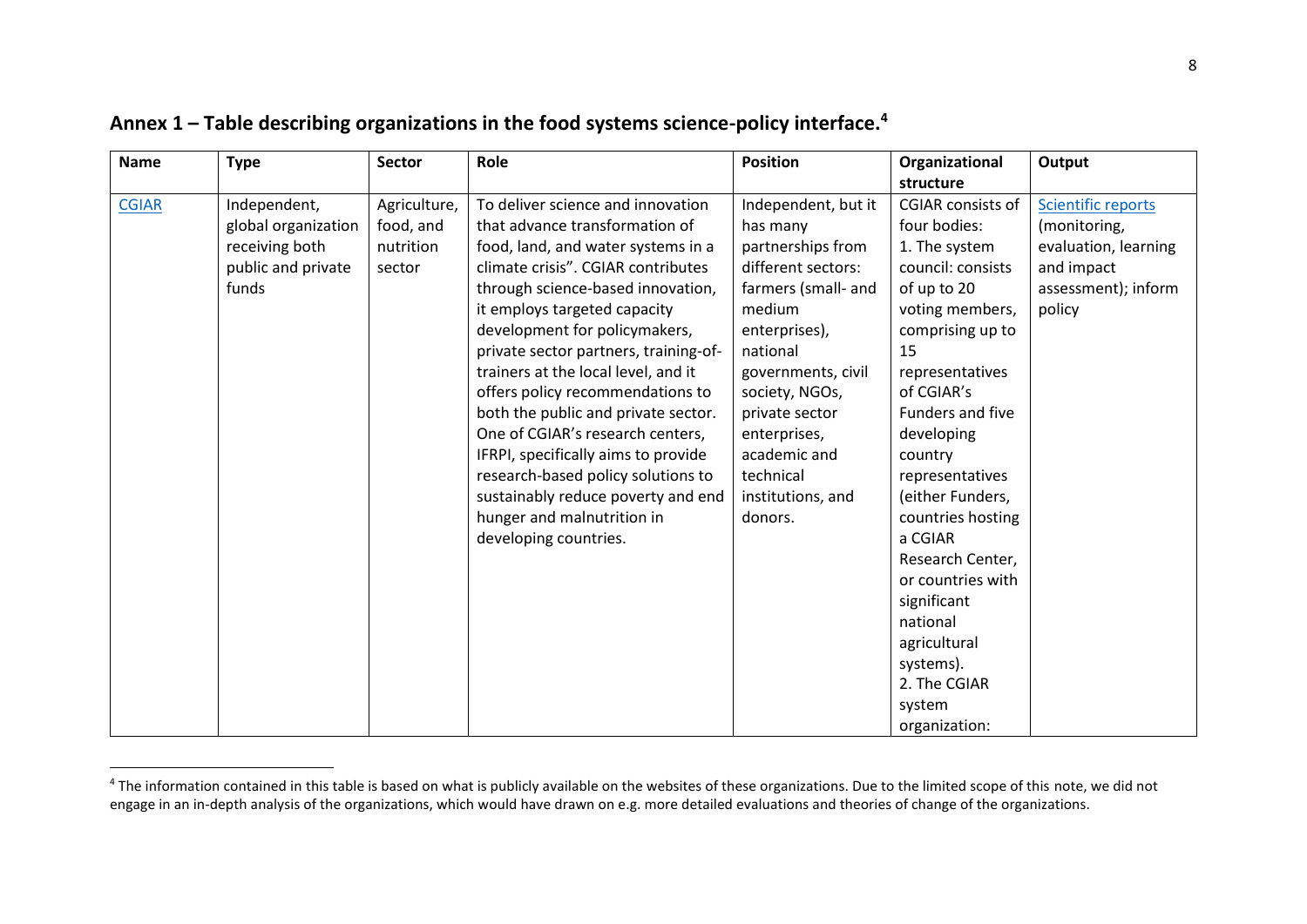## Annex 1 – Table describing organizations in the food systems science-policy interface.[4]

| Name | Type | Sector | Role | Position | Organizational structure | Output |
|---|---|---|---|---|---|---|
| CGIAR | Independent, global organization receiving both public and private funds | Agriculture, food, and nutrition sector | To deliver science and innovation that advance transformation of food, land, and water systems in a climate crisis". CGIAR contributes through science-based innovation, it employs targeted capacity development for policymakers, private sector partners, training-of-trainers at the local level, and it offers policy recommendations to both the public and private sector. One of CGIAR's research centers, IFRPI, specifically aims to provide research-based policy solutions to sustainably reduce poverty and end hunger and malnutrition in developing countries. | Independent, but it has many partnerships from different sectors: farmers (small- and medium enterprises), national governments, civil society, NGOs, private sector enterprises, academic and technical institutions, and donors. | CGIAR consists of four bodies: 1. The system council: consists of up to 20 voting members, comprising up to 15 representatives of CGIAR's Funders and five developing country representatives (either Funders, countries hosting a CGIAR Research Center, or countries with significant national agricultural systems). 2. The CGIAR system organization: | Scientific reports (monitoring, evaluation, learning and impact assessment); inform policy |

[4] The information contained in this table is based on what is publicly available on the websites of these organizations. Due to the limited scope of this note, we did not engage in an in-depth analysis of the organizations, which would have drawn on e.g. more detailed evaluations and theories of change of the organizations.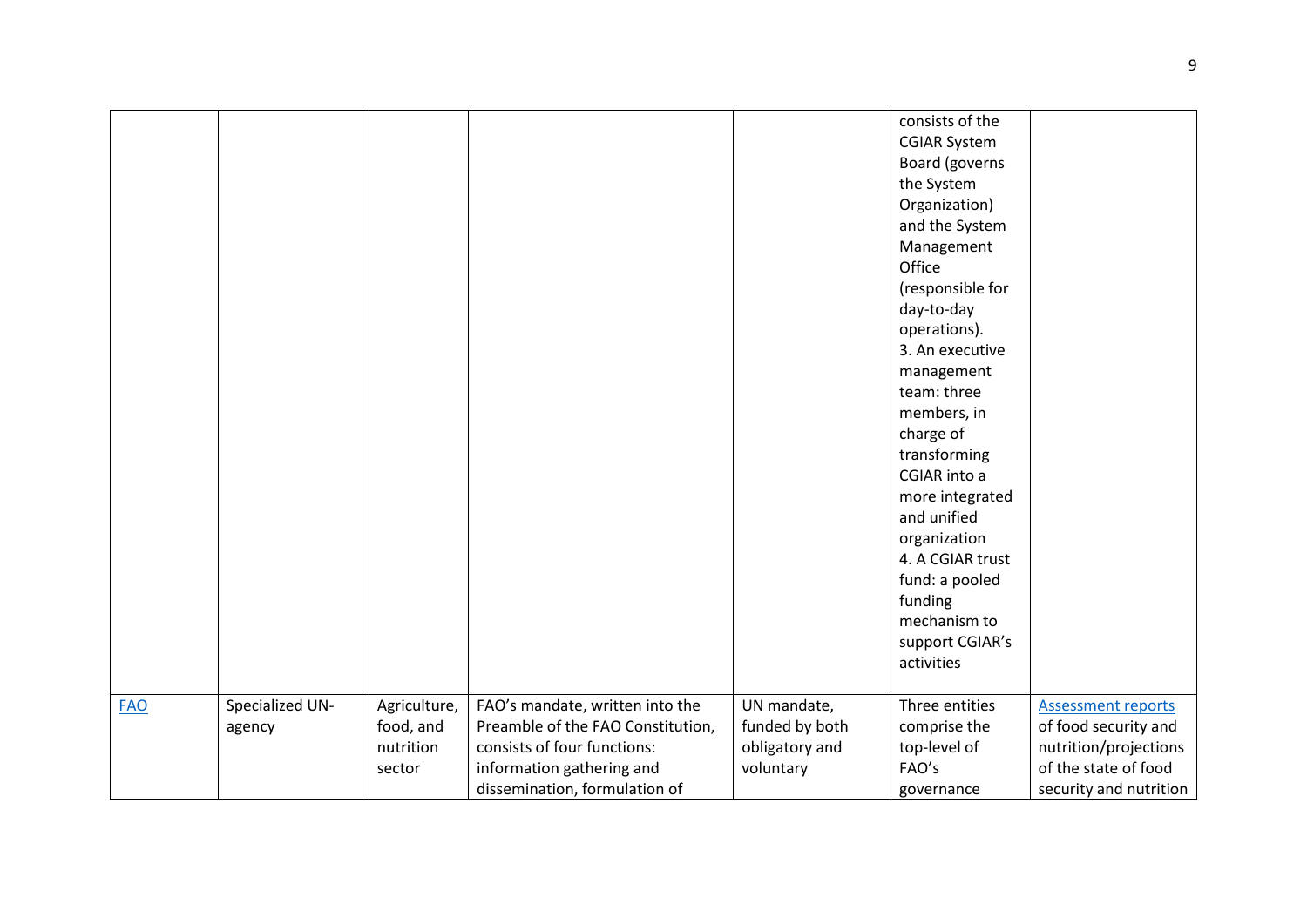| | | | | | | |
|---|---|---|---|---|---|---|
| | | | | | consists of the CGIAR System Board (governs the System Organization) and the System Management Office (responsible for day-to-day operations).<br>3. An executive management team: three members, in charge of transforming CGIAR into a more integrated and unified organization<br>4. A CGIAR trust fund: a pooled funding mechanism to support CGIAR's activities | |
| FAO | Specialized UN-agency | Agriculture, food, and nutrition sector | FAO's mandate, written into the Preamble of the FAO Constitution, consists of four functions: information gathering and dissemination, formulation of | UN mandate, funded by both obligatory and voluntary | Three entities comprise the top-level of FAO's governance | Assessment reports of food security and nutrition/projections of the state of food security and nutrition |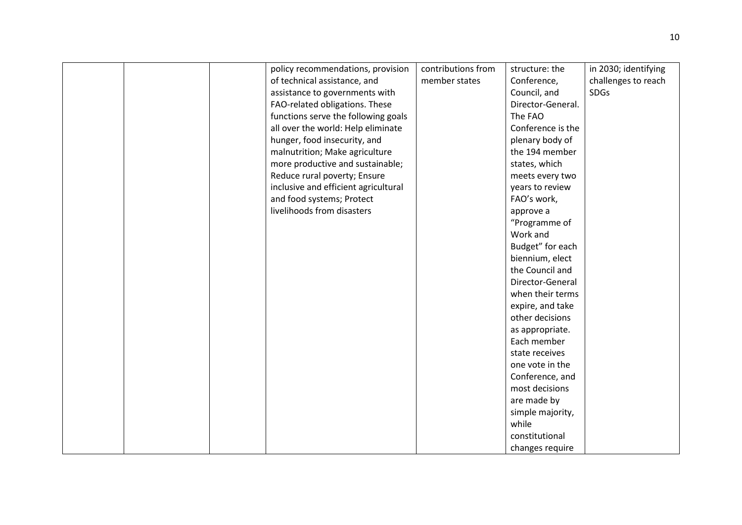| | | | | | | |
|---|---|---|---|---|---|---|
| | | | policy recommendations, provision of technical assistance, and assistance to governments with FAO-related obligations. These functions serve the following goals all over the world: Help eliminate hunger, food insecurity, and malnutrition; Make agriculture more productive and sustainable; Reduce rural poverty; Ensure inclusive and efficient agricultural and food systems; Protect livelihoods from disasters | contributions from member states | structure: the Conference, Council, and Director-General. The FAO Conference is the plenary body of the 194 member states, which meets every two years to review FAO's work, approve a "Programme of Work and Budget" for each biennium, elect the Council and Director-General when their terms expire, and take other decisions as appropriate. Each member state receives one vote in the Conference, and most decisions are made by simple majority, while constitutional changes require | in 2030; identifying challenges to reach SDGs |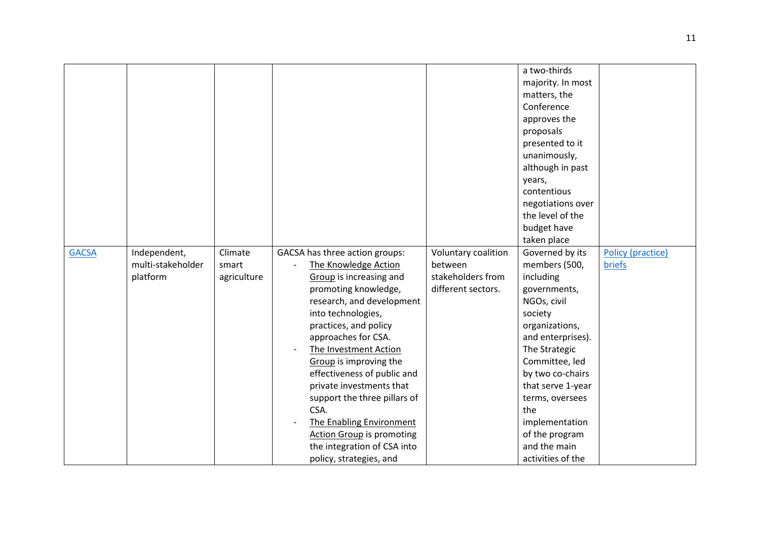| | | | | | | |
|---|---|---|---|---|---|---|
| | | | | | a two-thirds majority. In most matters, the Conference approves the proposals presented to it unanimously, although in past years, contentious negotiations over the level of the budget have taken place | |
| GACSA | Independent, multi-stakeholder platform | Climate smart agriculture | GACSA has three action groups:<br>- The Knowledge Action Group is increasing and promoting knowledge, research, and development into technologies, practices, and policy approaches for CSA.<br>- The Investment Action Group is improving the effectiveness of public and private investments that support the three pillars of CSA.<br>- The Enabling Environment Action Group is promoting the integration of CSA into policy, strategies, and | Voluntary coalition between stakeholders from different sectors. | Governed by its members (500, including governments, NGOs, civil society organizations, and enterprises). The Strategic Committee, led by two co-chairs that serve 1-year terms, oversees the implementation of the program and the main activities of the | Policy (practice) briefs |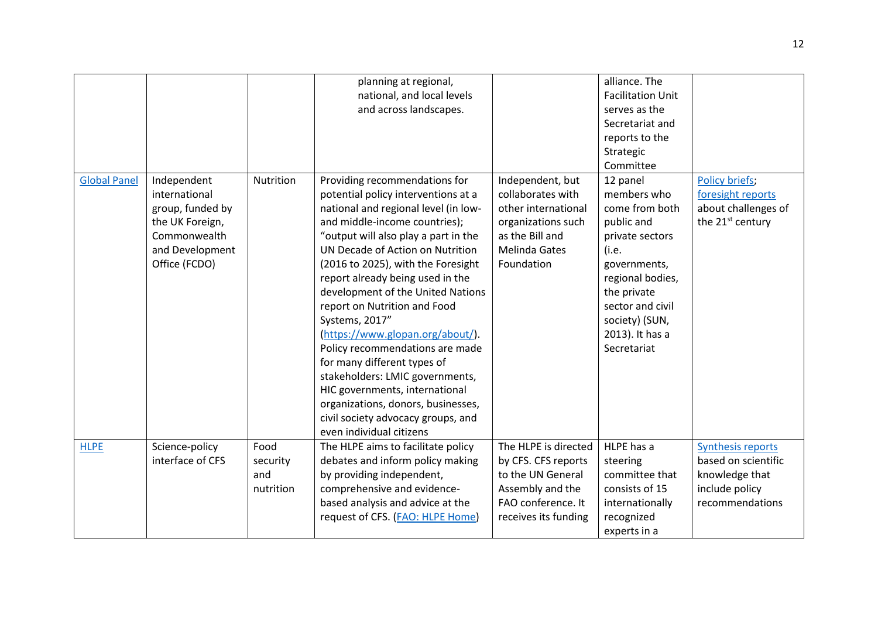|  |  |  | planning at regional, national, and local levels and across landscapes. |  | alliance. The Facilitation Unit serves as the Secretariat and reports to the Strategic Committee |  |
|---|---|---|---|---|---|---|
| [Global Panel]() | Independent international group, funded by the UK Foreign, Commonwealth and Development Office (FCDO) | Nutrition | Providing recommendations for potential policy interventions at a national and regional level (in low- and middle-income countries); "output will also play a part in the UN Decade of Action on Nutrition (2016 to 2025), with the Foresight report already being used in the development of the United Nations report on Nutrition and Food Systems, 2017" ([https://www.glopan.org/about/](https://www.glopan.org/about/)). Policy recommendations are made for many different types of stakeholders: LMIC governments, HIC governments, international organizations, donors, businesses, civil society advocacy groups, and even individual citizens | Independent, but collaborates with other international organizations such as the Bill and Melinda Gates Foundation | 12 panel members who come from both public and private sectors (i.e. governments, regional bodies, the private sector and civil society) (SUN, 2013). It has a Secretariat | [Policy briefs](); [foresight reports]() about challenges of the 21st century |
| [HLPE]() | Science-policy interface of CFS | Food security and nutrition | The HLPE aims to facilitate policy debates and inform policy making by providing independent, comprehensive and evidence-based analysis and advice at the request of CFS. ([FAO: HLPE Home]()) | The HLPE is directed by CFS. CFS reports to the UN General Assembly and the FAO conference. It receives its funding | HLPE has a steering committee that consists of 15 internationally recognized experts in a | [Synthesis reports]() based on scientific knowledge that include policy recommendations |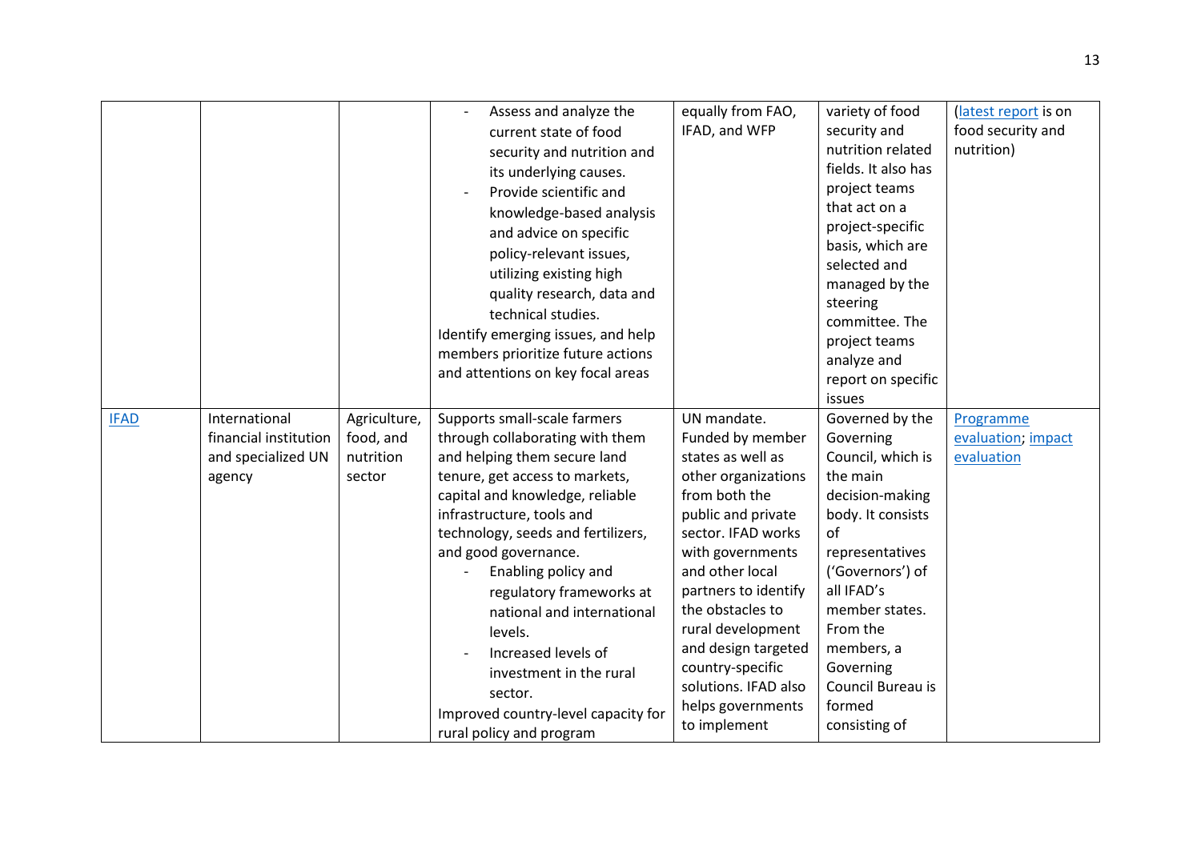| | | | - Assess and analyze the current state of food security and nutrition and its underlying causes.<br>- Provide scientific and knowledge-based analysis and advice on specific policy-relevant issues, utilizing existing high quality research, data and technical studies.<br>Identify emerging issues, and help members prioritize future actions and attentions on key focal areas | equally from FAO, IFAD, and WFP | variety of food security and nutrition related fields. It also has project teams that act on a project-specific basis, which are selected and managed by the steering committee. The project teams analyze and report on specific issues | (latest report is on food security and nutrition) |
|---|---|---|---|---|---|---|
| IFAD | International financial institution and specialized UN agency | Agriculture, food, and nutrition sector | Supports small-scale farmers through collaborating with them and helping them secure land tenure, get access to markets, capital and knowledge, reliable infrastructure, tools and technology, seeds and fertilizers, and good governance.<br>- Enabling policy and regulatory frameworks at national and international levels.<br>- Increased levels of investment in the rural sector.<br>Improved country-level capacity for rural policy and program | UN mandate. Funded by member states as well as other organizations from both the public and private sector. IFAD works with governments and other local partners to identify the obstacles to rural development and design targeted country-specific solutions. IFAD also helps governments to implement | Governed by the Governing Council, which is the main decision-making body. It consists of representatives ('Governors') of all IFAD's member states. From the members, a Governing Council Bureau is formed consisting of | Programme evaluation; impact evaluation |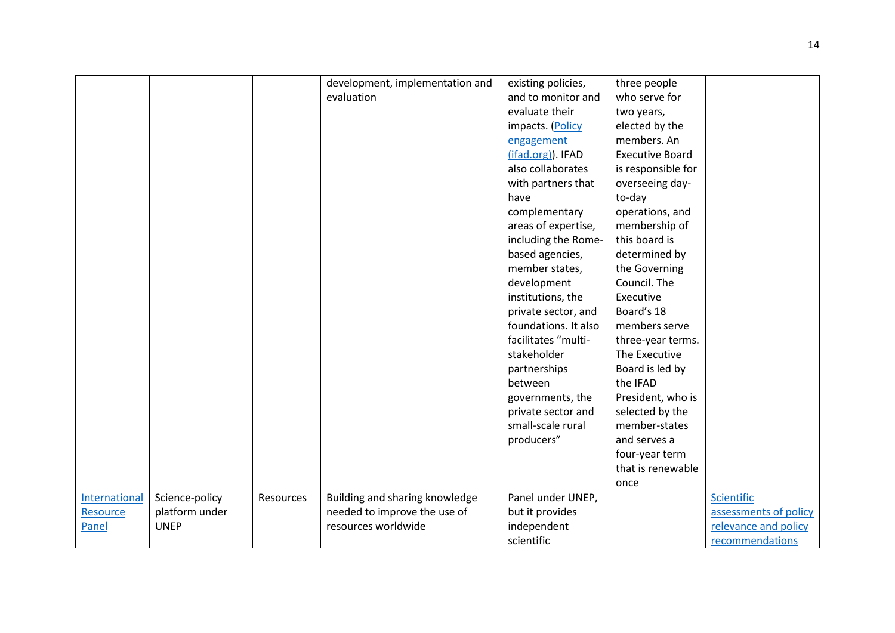|  |  |  | development, implementation and evaluation | existing policies, and to monitor and evaluate their impacts. ([Policy engagement (ifad.org)](ifad.org)). IFAD also collaborates with partners that have complementary areas of expertise, including the Rome-based agencies, member states, development institutions, the private sector, and foundations. It also facilitates “multi-stakeholder partnerships between governments, the private sector and small-scale rural producers” | three people who serve for two years, elected by the members. An Executive Board is responsible for overseeing day-to-day operations, and membership of this board is determined by the Governing Council. The Executive Board’s 18 members serve three-year terms. The Executive Board is led by the IFAD President, who is selected by the member-states and serves a four-year term that is renewable once |  |
|---|---|---|---|---|---|---|
| [International Resource Panel]() | Science-policy platform under UNEP | Resources | Building and sharing knowledge needed to improve the use of resources worldwide | Panel under UNEP, but it provides independent scientific |  | [Scientific assessments of policy relevance and policy recommendations]() |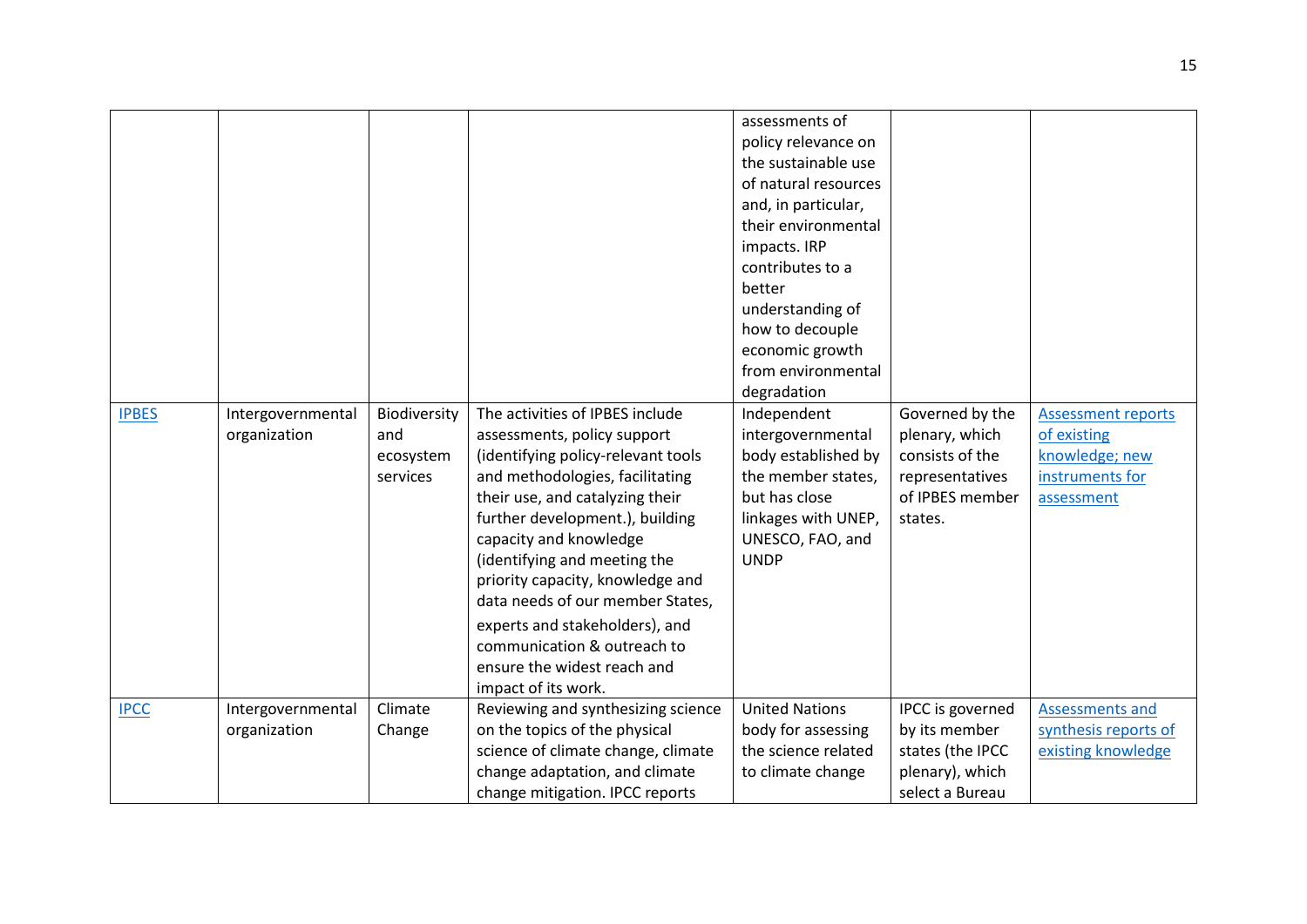| | | | | assessments of policy relevance on the sustainable use of natural resources and, in particular, their environmental impacts. IRP contributes to a better understanding of how to decouple economic growth from environmental degradation | | |
|---|---|---|---|---|---|---|
| IPBES | Intergovernmental organization | Biodiversity and ecosystem services | The activities of IPBES include assessments, policy support (identifying policy-relevant tools and methodologies, facilitating their use, and catalyzing their further development.), building capacity and knowledge (identifying and meeting the priority capacity, knowledge and data needs of our member States, experts and stakeholders), and communication & outreach to ensure the widest reach and impact of its work. | Independent intergovernmental body established by the member states, but has close linkages with UNEP, UNESCO, FAO, and UNDP | Governed by the plenary, which consists of the representatives of IPBES member states. | Assessment reports of existing knowledge; new instruments for assessment |
| IPCC | Intergovernmental organization | Climate Change | Reviewing and synthesizing science on the topics of the physical science of climate change, climate change adaptation, and climate change mitigation. IPCC reports | United Nations body for assessing the science related to climate change | IPCC is governed by its member states (the IPCC plenary), which select a Bureau | Assessments and synthesis reports of existing knowledge |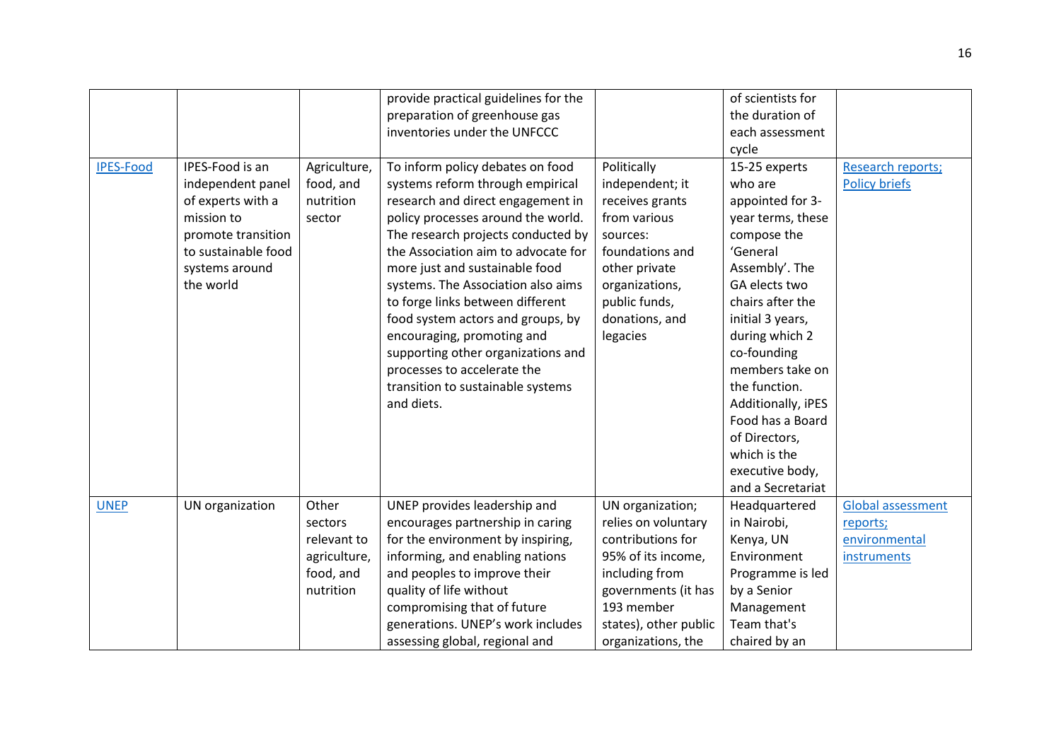| | | | | | | |
|---|---|---|---|---|---|---|
| | | | provide practical guidelines for the preparation of greenhouse gas inventories under the UNFCCC | | of scientists for the duration of each assessment cycle | |
| IPES-Food | IPES-Food is an independent panel of experts with a mission to promote transition to sustainable food systems around the world | Agriculture, food, and nutrition sector | To inform policy debates on food systems reform through empirical research and direct engagement in policy processes around the world. The research projects conducted by the Association aim to advocate for more just and sustainable food systems. The Association also aims to forge links between different food system actors and groups, by encouraging, promoting and supporting other organizations and processes to accelerate the transition to sustainable systems and diets. | Politically independent; it receives grants from various sources: foundations and other private organizations, public funds, donations, and legacies | 15-25 experts who are appointed for 3-year terms, these compose the 'General Assembly'. The GA elects two chairs after the initial 3 years, during which 2 co-founding members take on the function. Additionally, iPES Food has a Board of Directors, which is the executive body, and a Secretariat | Research reports; Policy briefs |
| UNEP | UN organization | Other sectors relevant to agriculture, food, and nutrition | UNEP provides leadership and encourages partnership in caring for the environment by inspiring, informing, and enabling nations and peoples to improve their quality of life without compromising that of future generations. UNEP's work includes assessing global, regional and | UN organization; relies on voluntary contributions for 95% of its income, including from governments (it has 193 member states), other public organizations, the | Headquartered in Nairobi, Kenya, UN Environment Programme is led by a Senior Management Team that's chaired by an | Global assessment reports; environmental instruments |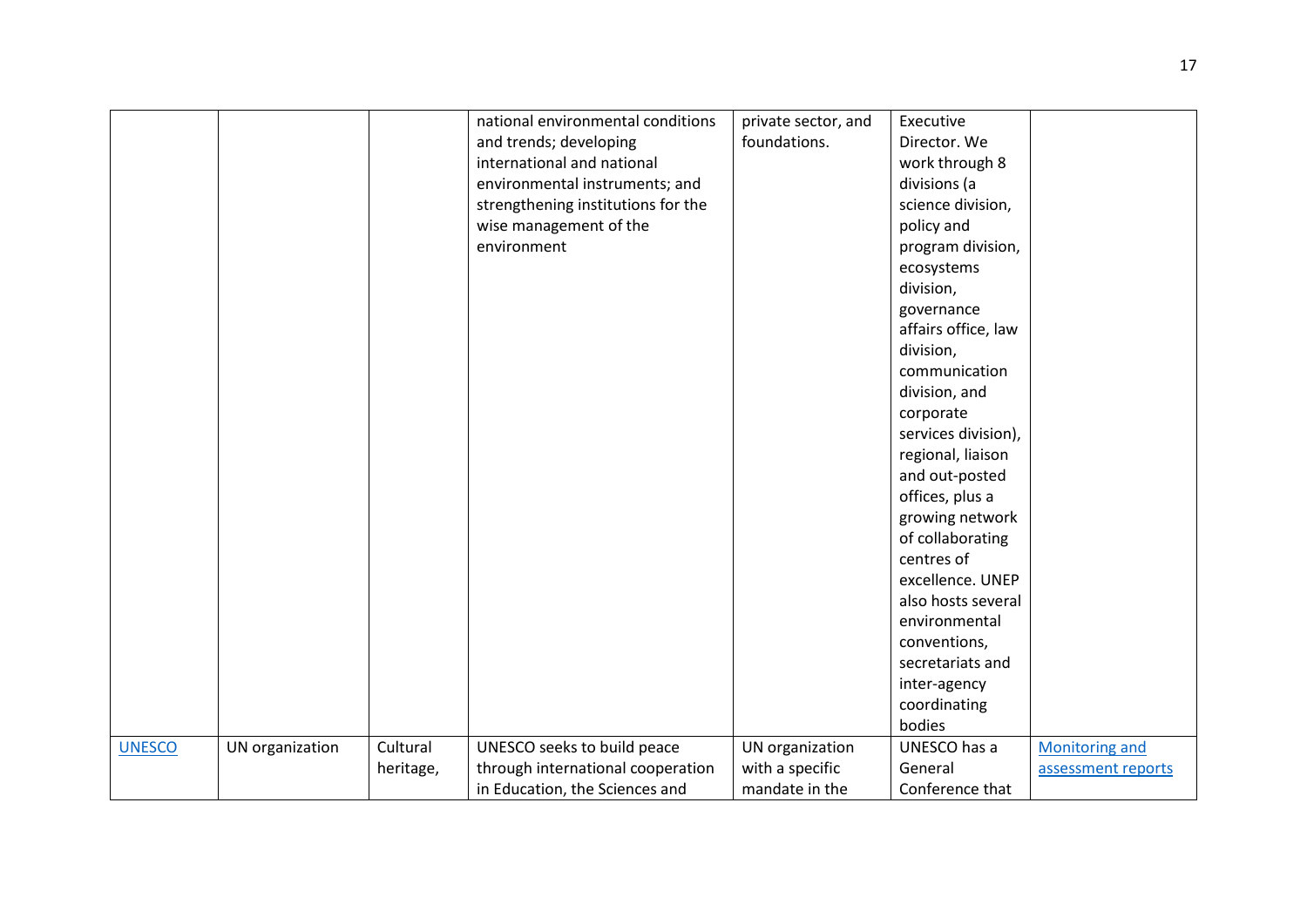| | | | national environmental conditions and trends; developing international and national environmental instruments; and strengthening institutions for the wise management of the environment | private sector, and foundations. | Executive Director. We work through 8 divisions (a science division, policy and program division, ecosystems division, governance affairs office, law division, communication division, and corporate services division), regional, liaison and out-posted offices, plus a growing network of collaborating centres of excellence. UNEP also hosts several environmental conventions, secretariats and inter-agency coordinating bodies | |
|---|---|---|---|---|---|---|
| [UNESCO]() | UN organization | Cultural heritage, | UNESCO seeks to build peace through international cooperation in Education, the Sciences and | UN organization with a specific mandate in the | UNESCO has a General Conference that | [Monitoring and assessment reports]() |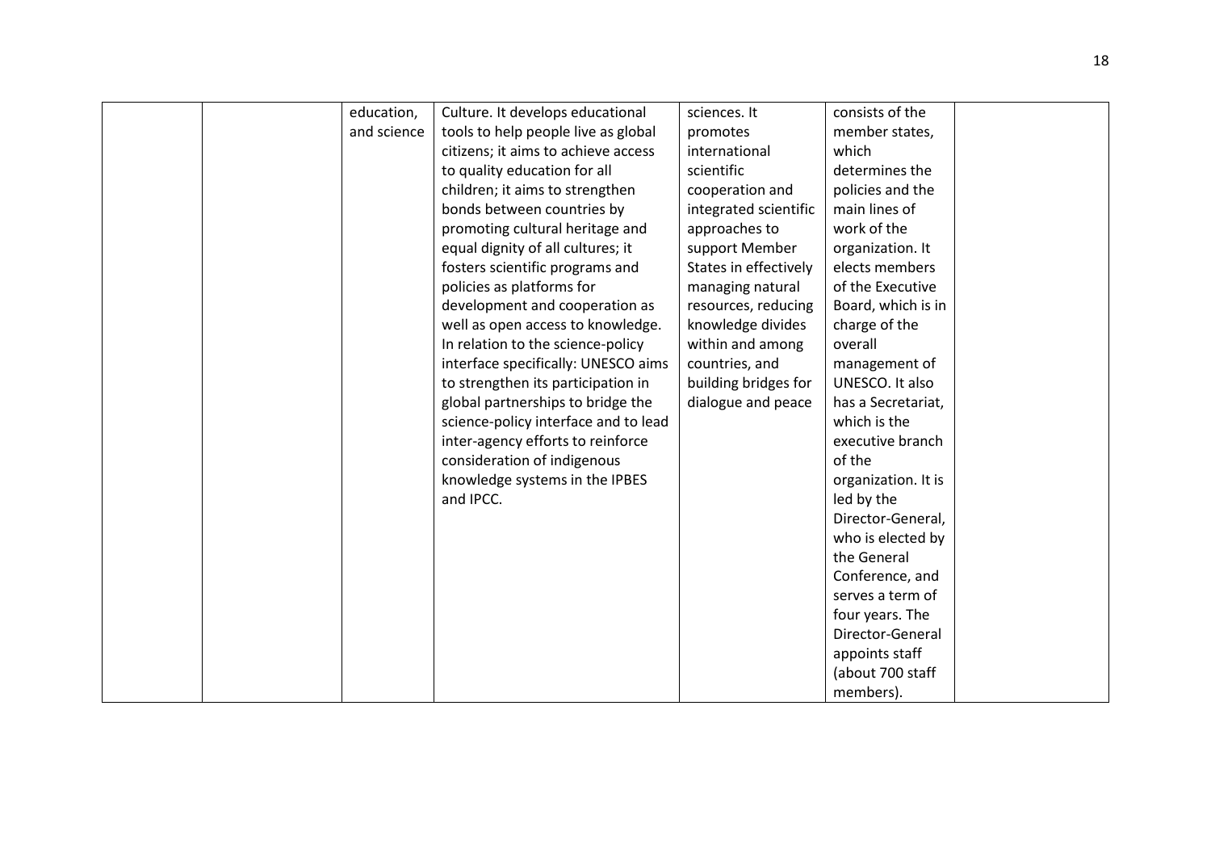| | | | | | | |
|---|---|---|---|---|---|---|
| | | education, and science | Culture. It develops educational tools to help people live as global citizens; it aims to achieve access to quality education for all children; it aims to strengthen bonds between countries by promoting cultural heritage and equal dignity of all cultures; it fosters scientific programs and policies as platforms for development and cooperation as well as open access to knowledge. In relation to the science-policy interface specifically: UNESCO aims to strengthen its participation in global partnerships to bridge the science-policy interface and to lead inter-agency efforts to reinforce consideration of indigenous knowledge systems in the IPBES and IPCC. | sciences. It promotes international scientific cooperation and integrated scientific approaches to support Member States in effectively managing natural resources, reducing knowledge divides within and among countries, and building bridges for dialogue and peace | consists of the member states, which determines the policies and the main lines of work of the organization. It elects members of the Executive Board, which is in charge of the overall management of UNESCO. It also has a Secretariat, which is the executive branch of the organization. It is led by the Director-General, who is elected by the General Conference, and serves a term of four years. The Director-General appoints staff (about 700 staff members). | |